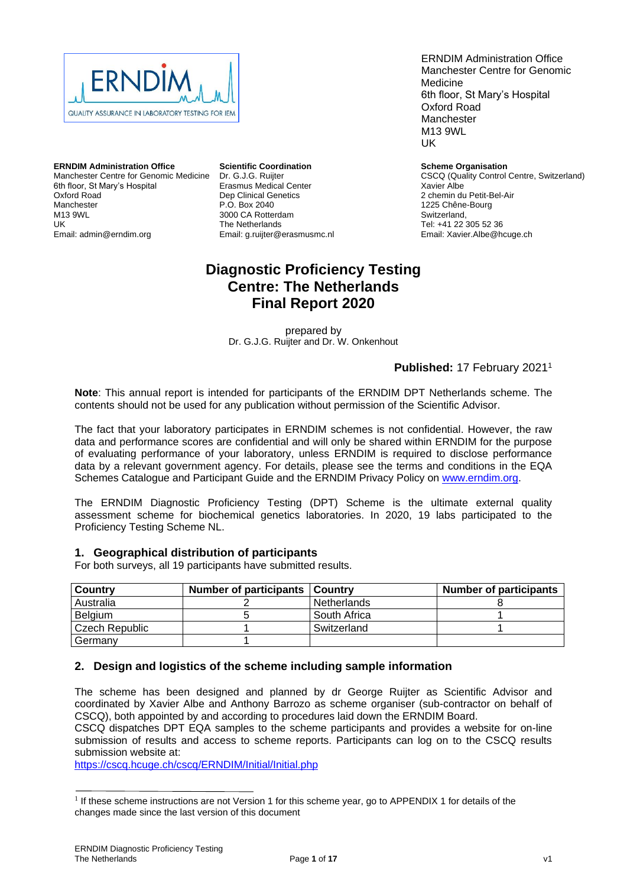ERNDIM Administration Office
Manchester Centre for Genomic Medicine
6th floor, St Mary's Hospital
Oxford Road
Manchester
M13 9WL
UK

**ERNDIM Administration Office**
Manchester Centre for Genomic Medicine
6th floor, St Mary's Hospital
Oxford Road
Manchester
M13 9WL
UK
Email: admin@erndim.org

**Scientific Coordination**
Dr. G.J.G. Ruijter
Erasmus Medical Center
Dep Clinical Genetics
P.O. Box 2040
3000 CA Rotterdam
The Netherlands
Email: g.ruijter@erasmusmc.nl

**Scheme Organisation**
CSCQ (Quality Control Centre, Switzerland)
Xavier Albe
2 chemin du Petit-Bel-Air
1225 Chêne-Bourg
Switzerland,
Tel: +41 22 305 52 36
Email: Xavier.Albe@hcuge.ch

# Diagnostic Proficiency Testing Centre: The Netherlands Final Report 2020

prepared by
Dr. G.J.G. Ruijter and Dr. W. Onkenhout

**Published:** 17 February 2021[1]

**Note**: This annual report is intended for participants of the ERNDIM DPT Netherlands scheme. The contents should not be used for any publication without permission of the Scientific Advisor.

The fact that your laboratory participates in ERNDIM schemes is not confidential. However, the raw data and performance scores are confidential and will only be shared within ERNDIM for the purpose of evaluating performance of your laboratory, unless ERNDIM is required to disclose performance data by a relevant government agency. For details, please see the terms and conditions in the EQA Schemes Catalogue and Participant Guide and the ERNDIM Privacy Policy on www.erndim.org.

The ERNDIM Diagnostic Proficiency Testing (DPT) Scheme is the ultimate external quality assessment scheme for biochemical genetics laboratories. In 2020, 19 labs participated to the Proficiency Testing Scheme NL.

## 1. Geographical distribution of participants

For both surveys, all 19 participants have submitted results.

| Country | Number of participants | Country | Number of participants |
|---|---|---|---|
| Australia | 2 | Netherlands | 8 |
| Belgium | 5 | South Africa | 1 |
| Czech Republic | 1 | Switzerland | 1 |
| Germany | 1 | | |

## 2. Design and logistics of the scheme including sample information

The scheme has been designed and planned by dr George Ruijter as Scientific Advisor and coordinated by Xavier Albe and Anthony Barrozo as scheme organiser (sub-contractor on behalf of CSCQ), both appointed by and according to procedures laid down the ERNDIM Board.
CSCQ dispatches DPT EQA samples to the scheme participants and provides a website for on-line submission of results and access to scheme reports. Participants can log on to the CSCQ results submission website at:
https://cscq.hcuge.ch/cscq/ERNDIM/Initial/Initial.php

[1] If these scheme instructions are not Version 1 for this scheme year, go to APPENDIX 1 for details of the changes made since the last version of this document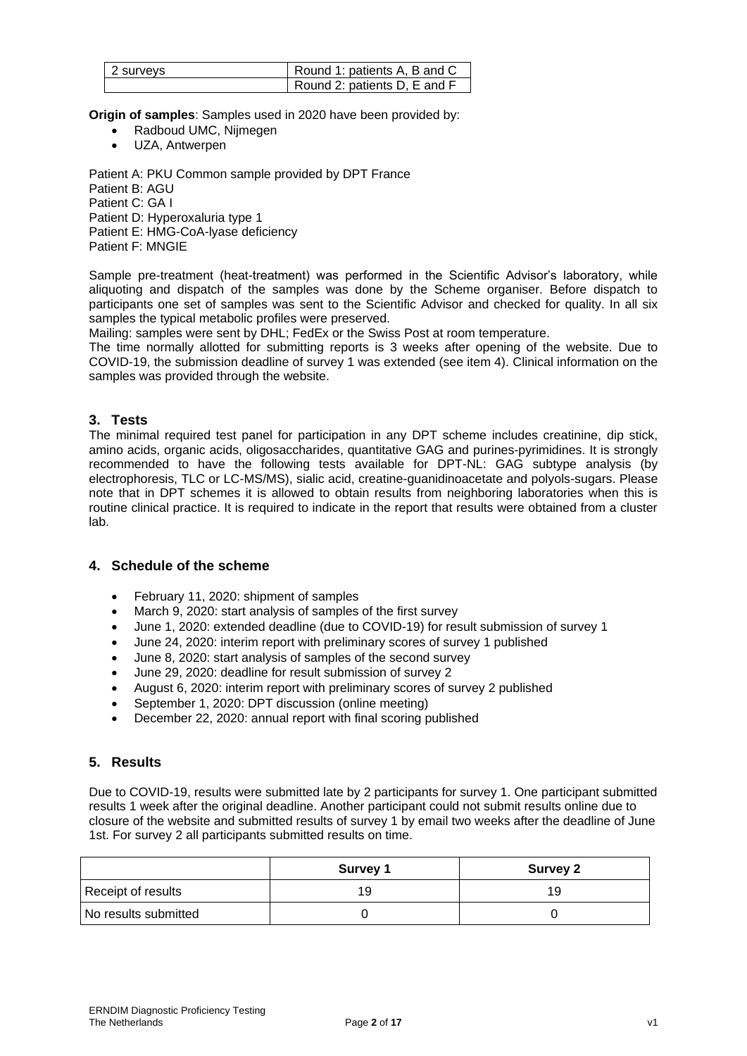| 2 surveys | Round 1: patients A, B and C |
|---|---|
| | Round 2: patients D, E and F |

**Origin of samples**: Samples used in 2020 have been provided by:

- Radboud UMC, Nijmegen
- UZA, Antwerpen

Patient A: PKU Common sample provided by DPT France
Patient B: AGU
Patient C: GA I
Patient D: Hyperoxaluria type 1
Patient E: HMG-CoA-lyase deficiency
Patient F: MNGIE

Sample pre-treatment (heat-treatment) was performed in the Scientific Advisor's laboratory, while aliquoting and dispatch of the samples was done by the Scheme organiser. Before dispatch to participants one set of samples was sent to the Scientific Advisor and checked for quality. In all six samples the typical metabolic profiles were preserved.
Mailing: samples were sent by DHL; FedEx or the Swiss Post at room temperature.
The time normally allotted for submitting reports is 3 weeks after opening of the website. Due to COVID-19, the submission deadline of survey 1 was extended (see item 4). Clinical information on the samples was provided through the website.

## 3. Tests

The minimal required test panel for participation in any DPT scheme includes creatinine, dip stick, amino acids, organic acids, oligosaccharides, quantitative GAG and purines-pyrimidines. It is strongly recommended to have the following tests available for DPT-NL: GAG subtype analysis (by electrophoresis, TLC or LC-MS/MS), sialic acid, creatine-guanidinoacetate and polyols-sugars. Please note that in DPT schemes it is allowed to obtain results from neighboring laboratories when this is routine clinical practice. It is required to indicate in the report that results were obtained from a cluster lab.

## 4. Schedule of the scheme

- February 11, 2020: shipment of samples
- March 9, 2020: start analysis of samples of the first survey
- June 1, 2020: extended deadline (due to COVID-19) for result submission of survey 1
- June 24, 2020: interim report with preliminary scores of survey 1 published
- June 8, 2020: start analysis of samples of the second survey
- June 29, 2020: deadline for result submission of survey 2
- August 6, 2020: interim report with preliminary scores of survey 2 published
- September 1, 2020: DPT discussion (online meeting)
- December 22, 2020: annual report with final scoring published

## 5. Results

Due to COVID-19, results were submitted late by 2 participants for survey 1. One participant submitted results 1 week after the original deadline. Another participant could not submit results online due to closure of the website and submitted results of survey 1 by email two weeks after the deadline of June 1st. For survey 2 all participants submitted results on time.

| | **Survey 1** | **Survey 2** |
|---|---|---|
| Receipt of results | 19 | 19 |
| No results submitted | 0 | 0 |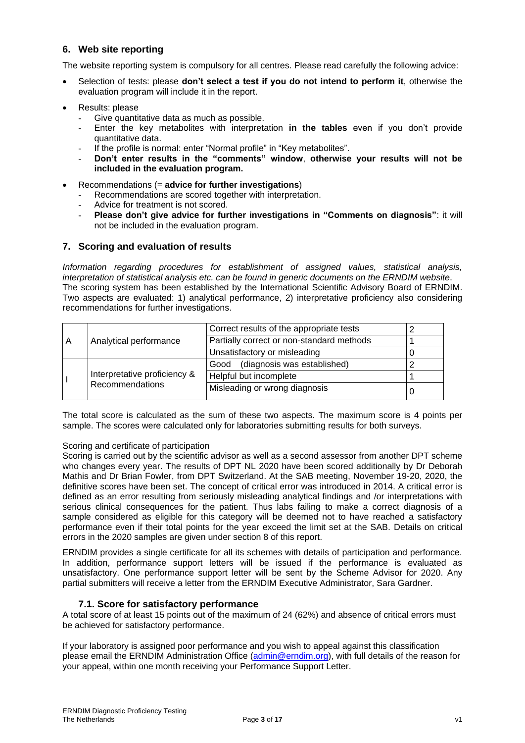## 6. Web site reporting

The website reporting system is compulsory for all centres. Please read carefully the following advice:

- Selection of tests: please **don't select a test if you do not intend to perform it**, otherwise the evaluation program will include it in the report.
- Results: please
  - Give quantitative data as much as possible.
  - Enter the key metabolites with interpretation **in the tables** even if you don't provide quantitative data.
  - If the profile is normal: enter "Normal profile" in "Key metabolites".
  - **Don't enter results in the "comments" window**, **otherwise your results will not be included in the evaluation program.**
- Recommendations (= **advice for further investigations**)
  - Recommendations are scored together with interpretation.
  - Advice for treatment is not scored.
  - **Please don't give advice for further investigations in "Comments on diagnosis"**: it will not be included in the evaluation program.

## 7. Scoring and evaluation of results

*Information regarding procedures for establishment of assigned values, statistical analysis, interpretation of statistical analysis etc. can be found in generic documents on the ERNDIM website*.
The scoring system has been established by the International Scientific Advisory Board of ERNDIM. Two aspects are evaluated: 1) analytical performance, 2) interpretative proficiency also considering recommendations for further investigations.

| | | | |
|---|---|---|---|
| A | Analytical performance | Correct results of the appropriate tests | 2 |
| | | Partially correct or non-standard methods | 1 |
| | | Unsatisfactory or misleading | 0 |
| I | Interpretative proficiency & Recommendations | Good (diagnosis was established) | 2 |
| | | Helpful but incomplete | 1 |
| | | Misleading or wrong diagnosis | 0 |

The total score is calculated as the sum of these two aspects. The maximum score is 4 points per sample. The scores were calculated only for laboratories submitting results for both surveys.

Scoring and certificate of participation
Scoring is carried out by the scientific advisor as well as a second assessor from another DPT scheme who changes every year. The results of DPT NL 2020 have been scored additionally by Dr Deborah Mathis and Dr Brian Fowler, from DPT Switzerland. At the SAB meeting, November 19-20, 2020, the definitive scores have been set. The concept of critical error was introduced in 2014. A critical error is defined as an error resulting from seriously misleading analytical findings and /or interpretations with serious clinical consequences for the patient. Thus labs failing to make a correct diagnosis of a sample considered as eligible for this category will be deemed not to have reached a satisfactory performance even if their total points for the year exceed the limit set at the SAB. Details on critical errors in the 2020 samples are given under section 8 of this report.

ERNDIM provides a single certificate for all its schemes with details of participation and performance. In addition, performance support letters will be issued if the performance is evaluated as unsatisfactory. One performance support letter will be sent by the Scheme Advisor for 2020. Any partial submitters will receive a letter from the ERNDIM Executive Administrator, Sara Gardner.

### 7.1. Score for satisfactory performance

A total score of at least 15 points out of the maximum of 24 (62%) and absence of critical errors must be achieved for satisfactory performance.

If your laboratory is assigned poor performance and you wish to appeal against this classification please email the ERNDIM Administration Office (admin@erndim.org), with full details of the reason for your appeal, within one month receiving your Performance Support Letter.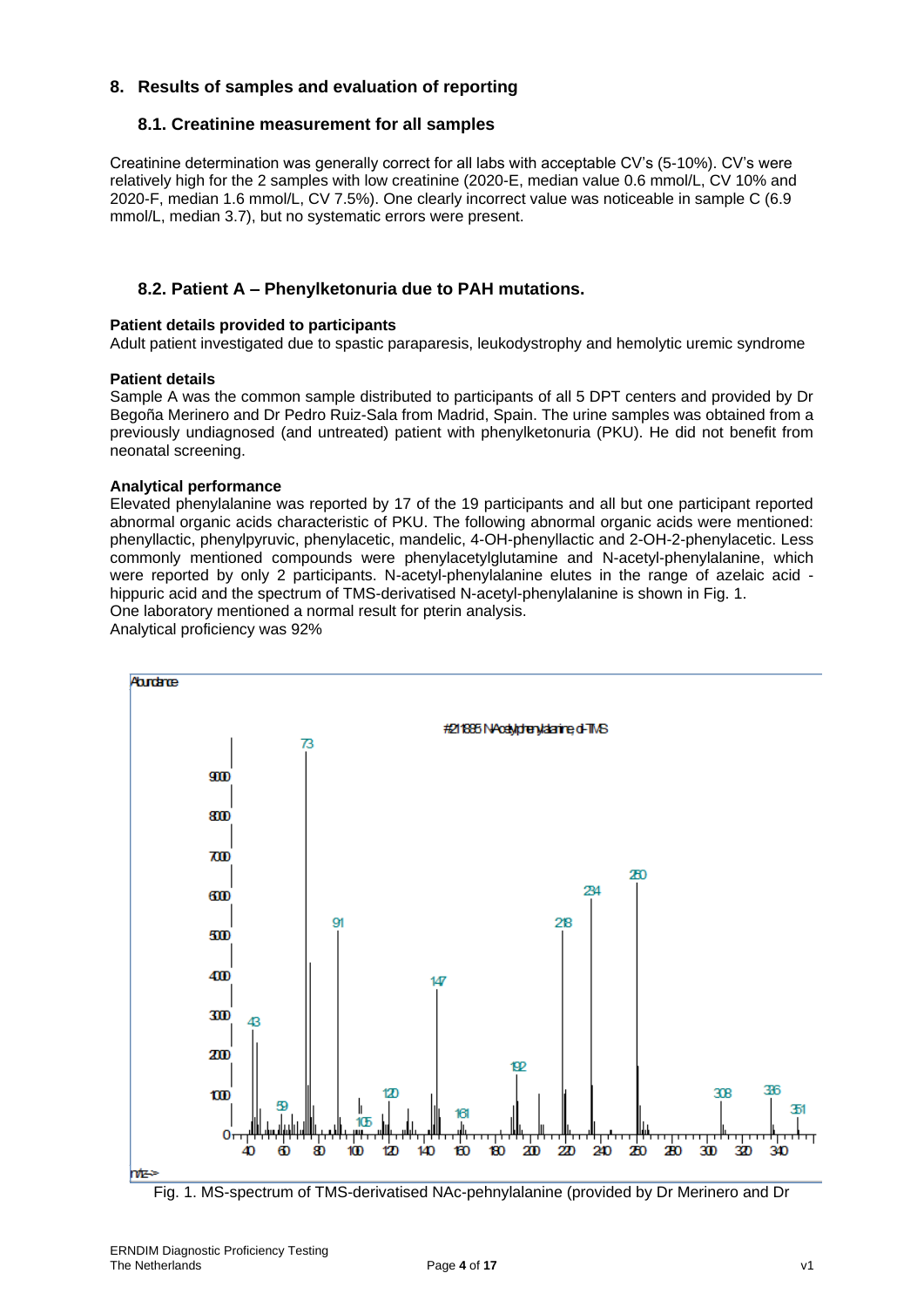## 8. Results of samples and evaluation of reporting

### 8.1. Creatinine measurement for all samples

Creatinine determination was generally correct for all labs with acceptable CV's (5-10%). CV's were relatively high for the 2 samples with low creatinine (2020-E, median value 0.6 mmol/L, CV 10% and 2020-F, median 1.6 mmol/L, CV 7.5%). One clearly incorrect value was noticeable in sample C (6.9 mmol/L, median 3.7), but no systematic errors were present.

### 8.2. Patient A – Phenylketonuria due to PAH mutations.

**Patient details provided to participants**

Adult patient investigated due to spastic paraparesis, leukodystrophy and hemolytic uremic syndrome

**Patient details**

Sample A was the common sample distributed to participants of all 5 DPT centers and provided by Dr Begoña Merinero and Dr Pedro Ruiz-Sala from Madrid, Spain. The urine samples was obtained from a previously undiagnosed (and untreated) patient with phenylketonuria (PKU). He did not benefit from neonatal screening.

**Analytical performance**

Elevated phenylalanine was reported by 17 of the 19 participants and all but one participant reported abnormal organic acids characteristic of PKU. The following abnormal organic acids were mentioned: phenyllactic, phenylpyruvic, phenylacetic, mandelic, 4-OH-phenyllactic and 2-OH-2-phenylacetic. Less commonly mentioned compounds were phenylacetylglutamine and N-acetyl-phenylalanine, which were reported by only 2 participants. N-acetyl-phenylalanine elutes in the range of azelaic acid - hippuric acid and the spectrum of TMS-derivatised N-acetyl-phenylalanine is shown in Fig. 1.
One laboratory mentioned a normal result for pterin analysis.
Analytical proficiency was 92%

Fig. 1. MS-spectrum of TMS-derivatised NAc-pehnylalanine (provided by Dr Merinero and Dr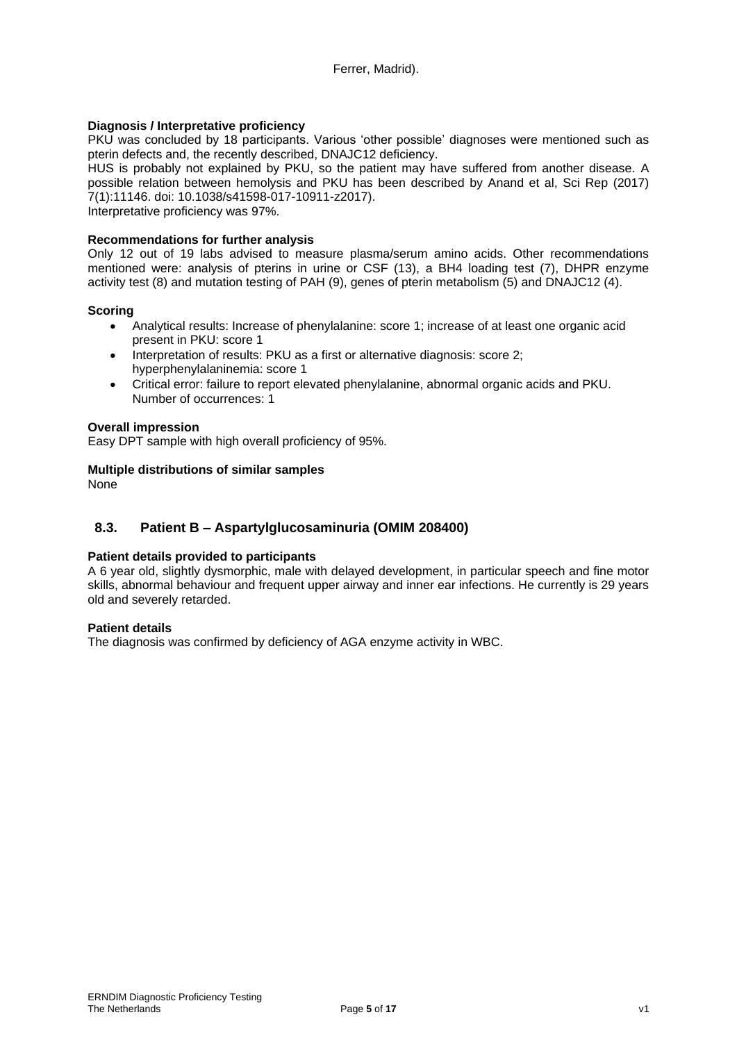Ferrer, Madrid).

**Diagnosis / Interpretative proficiency**

PKU was concluded by 18 participants. Various 'other possible' diagnoses were mentioned such as pterin defects and, the recently described, DNAJC12 deficiency.

HUS is probably not explained by PKU, so the patient may have suffered from another disease. A possible relation between hemolysis and PKU has been described by Anand et al, Sci Rep (2017) 7(1):11146. doi: 10.1038/s41598-017-10911-z2017).

Interpretative proficiency was 97%.

**Recommendations for further analysis**

Only 12 out of 19 labs advised to measure plasma/serum amino acids. Other recommendations mentioned were: analysis of pterins in urine or CSF (13), a BH4 loading test (7), DHPR enzyme activity test (8) and mutation testing of PAH (9), genes of pterin metabolism (5) and DNAJC12 (4).

**Scoring**

- Analytical results: Increase of phenylalanine: score 1; increase of at least one organic acid present in PKU: score 1
- Interpretation of results: PKU as a first or alternative diagnosis: score 2; hyperphenylalaninemia: score 1
- Critical error: failure to report elevated phenylalanine, abnormal organic acids and PKU. Number of occurrences: 1

**Overall impression**

Easy DPT sample with high overall proficiency of 95%.

**Multiple distributions of similar samples**

None

## 8.3. Patient B – Aspartylglucosaminuria (OMIM 208400)

**Patient details provided to participants**

A 6 year old, slightly dysmorphic, male with delayed development, in particular speech and fine motor skills, abnormal behaviour and frequent upper airway and inner ear infections. He currently is 29 years old and severely retarded.

**Patient details**

The diagnosis was confirmed by deficiency of AGA enzyme activity in WBC.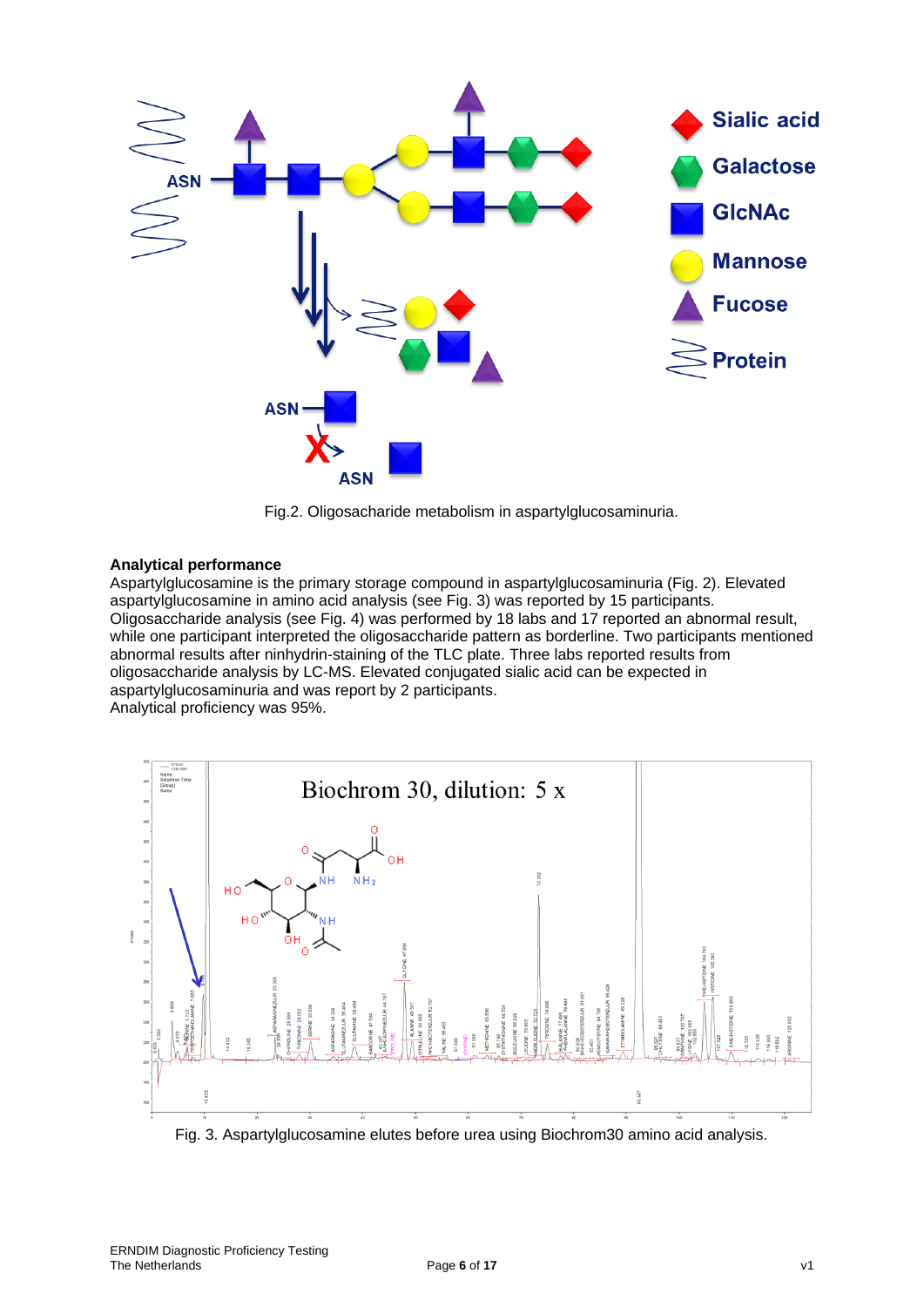Fig.2. Oligosacharide metabolism in aspartylglucosaminuria.

**Analytical performance**

Aspartylglucosamine is the primary storage compound in aspartylglucosaminuria (Fig. 2). Elevated aspartylglucosamine in amino acid analysis (see Fig. 3) was reported by 15 participants. Oligosaccharide analysis (see Fig. 4) was performed by 18 labs and 17 reported an abnormal result, while one participant interpreted the oligosaccharide pattern as borderline. Two participants mentioned abnormal results after ninhydrin-staining of the TLC plate. Three labs reported results from oligosaccharide analysis by LC-MS. Elevated conjugated sialic acid can be expected in aspartylglucosaminuria and was report by 2 participants.
Analytical proficiency was 95%.

Fig. 3. Aspartylglucosamine elutes before urea using Biochrom30 amino acid analysis.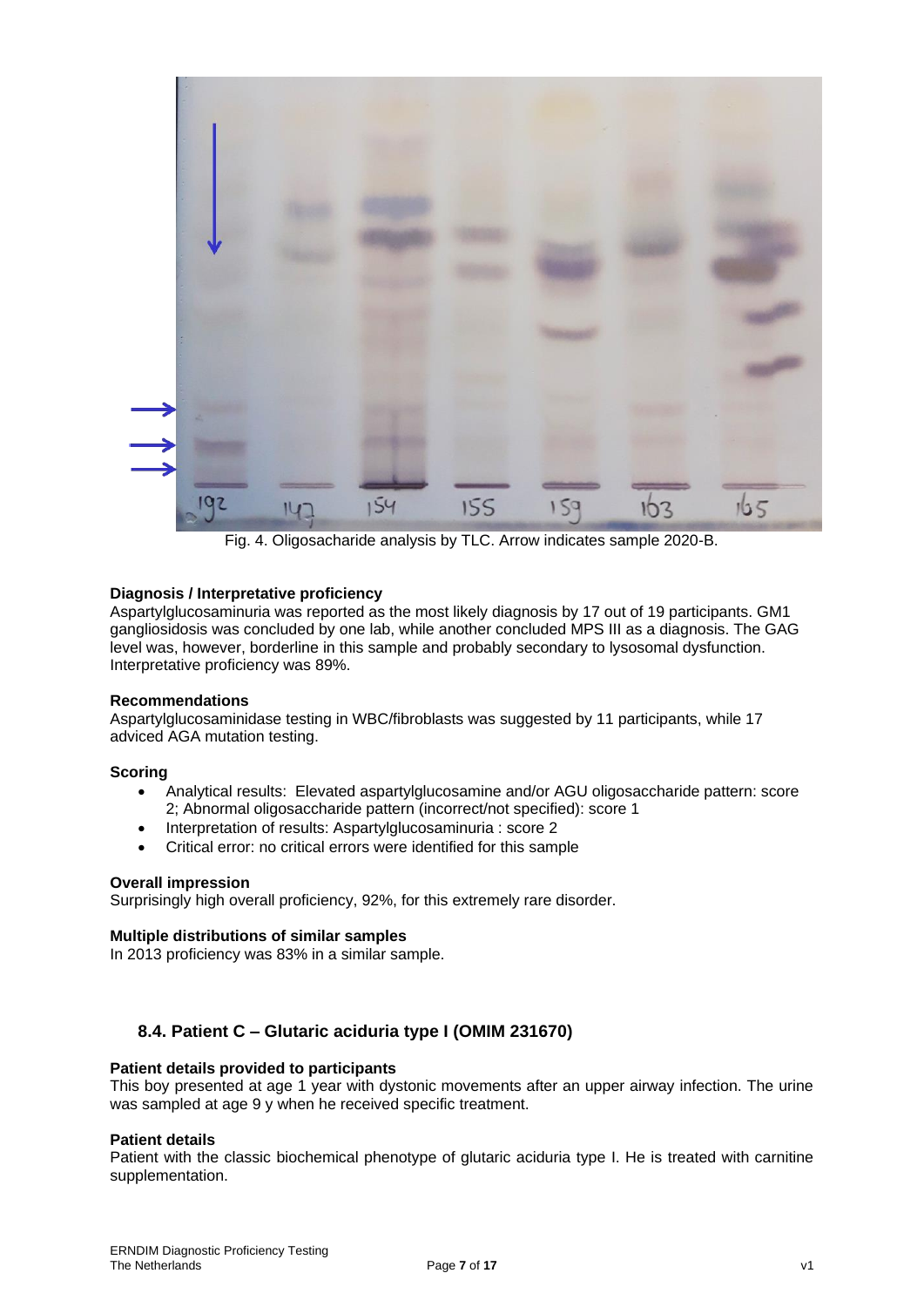Fig. 4. Oligosacharide analysis by TLC. Arrow indicates sample 2020-B.

**Diagnosis / Interpretative proficiency**

Aspartylglucosaminuria was reported as the most likely diagnosis by 17 out of 19 participants. GM1 gangliosidosis was concluded by one lab, while another concluded MPS III as a diagnosis. The GAG level was, however, borderline in this sample and probably secondary to lysosomal dysfunction. Interpretative proficiency was 89%.

**Recommendations**

Aspartylglucosaminidase testing in WBC/fibroblasts was suggested by 11 participants, while 17 adviced AGA mutation testing.

**Scoring**

- Analytical results: Elevated aspartylglucosamine and/or AGU oligosaccharide pattern: score 2; Abnormal oligosaccharide pattern (incorrect/not specified): score 1
- Interpretation of results: Aspartylglucosaminuria : score 2
- Critical error: no critical errors were identified for this sample

**Overall impression**

Surprisingly high overall proficiency, 92%, for this extremely rare disorder.

**Multiple distributions of similar samples**

In 2013 proficiency was 83% in a similar sample.

### 8.4. Patient C – Glutaric aciduria type I (OMIM 231670)

**Patient details provided to participants**

This boy presented at age 1 year with dystonic movements after an upper airway infection. The urine was sampled at age 9 y when he received specific treatment.

**Patient details**

Patient with the classic biochemical phenotype of glutaric aciduria type I. He is treated with carnitine supplementation.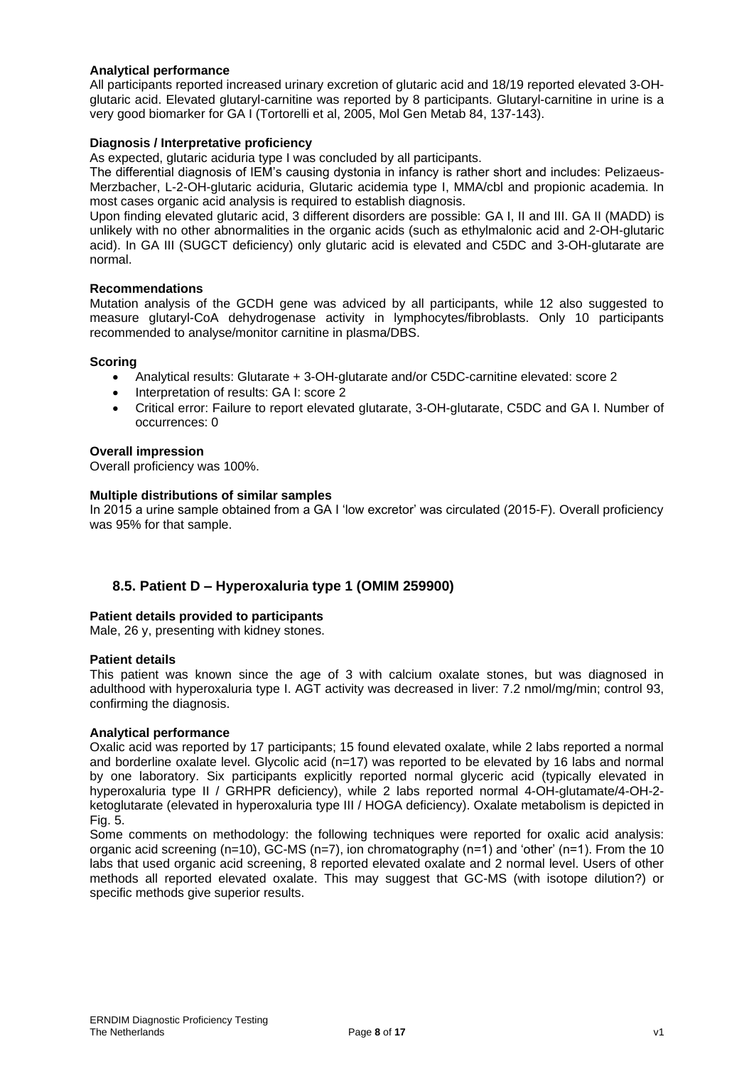**Analytical performance**

All participants reported increased urinary excretion of glutaric acid and 18/19 reported elevated 3-OH-glutaric acid. Elevated glutaryl-carnitine was reported by 8 participants. Glutaryl-carnitine in urine is a very good biomarker for GA I (Tortorelli et al, 2005, Mol Gen Metab 84, 137-143).

**Diagnosis / Interpretative proficiency**

As expected, glutaric aciduria type I was concluded by all participants.

The differential diagnosis of IEM's causing dystonia in infancy is rather short and includes: Pelizaeus-Merzbacher, L-2-OH-glutaric aciduria, Glutaric acidemia type I, MMA/cbl and propionic academia. In most cases organic acid analysis is required to establish diagnosis.

Upon finding elevated glutaric acid, 3 different disorders are possible: GA I, II and III. GA II (MADD) is unlikely with no other abnormalities in the organic acids (such as ethylmalonic acid and 2-OH-glutaric acid). In GA III (SUGCT deficiency) only glutaric acid is elevated and C5DC and 3-OH-glutarate are normal.

**Recommendations**

Mutation analysis of the GCDH gene was adviced by all participants, while 12 also suggested to measure glutaryl-CoA dehydrogenase activity in lymphocytes/fibroblasts. Only 10 participants recommended to analyse/monitor carnitine in plasma/DBS.

**Scoring**

- Analytical results: Glutarate + 3-OH-glutarate and/or C5DC-carnitine elevated: score 2
- Interpretation of results: GA I: score 2
- Critical error: Failure to report elevated glutarate, 3-OH-glutarate, C5DC and GA I. Number of occurrences: 0

**Overall impression**

Overall proficiency was 100%.

**Multiple distributions of similar samples**

In 2015 a urine sample obtained from a GA I 'low excretor' was circulated (2015-F). Overall proficiency was 95% for that sample.

## 8.5. Patient D – Hyperoxaluria type 1 (OMIM 259900)

**Patient details provided to participants**

Male, 26 y, presenting with kidney stones.

**Patient details**

This patient was known since the age of 3 with calcium oxalate stones, but was diagnosed in adulthood with hyperoxaluria type I. AGT activity was decreased in liver: 7.2 nmol/mg/min; control 93, confirming the diagnosis.

**Analytical performance**

Oxalic acid was reported by 17 participants; 15 found elevated oxalate, while 2 labs reported a normal and borderline oxalate level. Glycolic acid (n=17) was reported to be elevated by 16 labs and normal by one laboratory. Six participants explicitly reported normal glyceric acid (typically elevated in hyperoxaluria type II / GRHPR deficiency), while 2 labs reported normal 4-OH-glutamate/4-OH-2-ketoglutarate (elevated in hyperoxaluria type III / HOGA deficiency). Oxalate metabolism is depicted in Fig. 5.

Some comments on methodology: the following techniques were reported for oxalic acid analysis: organic acid screening (n=10), GC-MS (n=7), ion chromatography (n=1) and 'other' (n=1). From the 10 labs that used organic acid screening, 8 reported elevated oxalate and 2 normal level. Users of other methods all reported elevated oxalate. This may suggest that GC-MS (with isotope dilution?) or specific methods give superior results.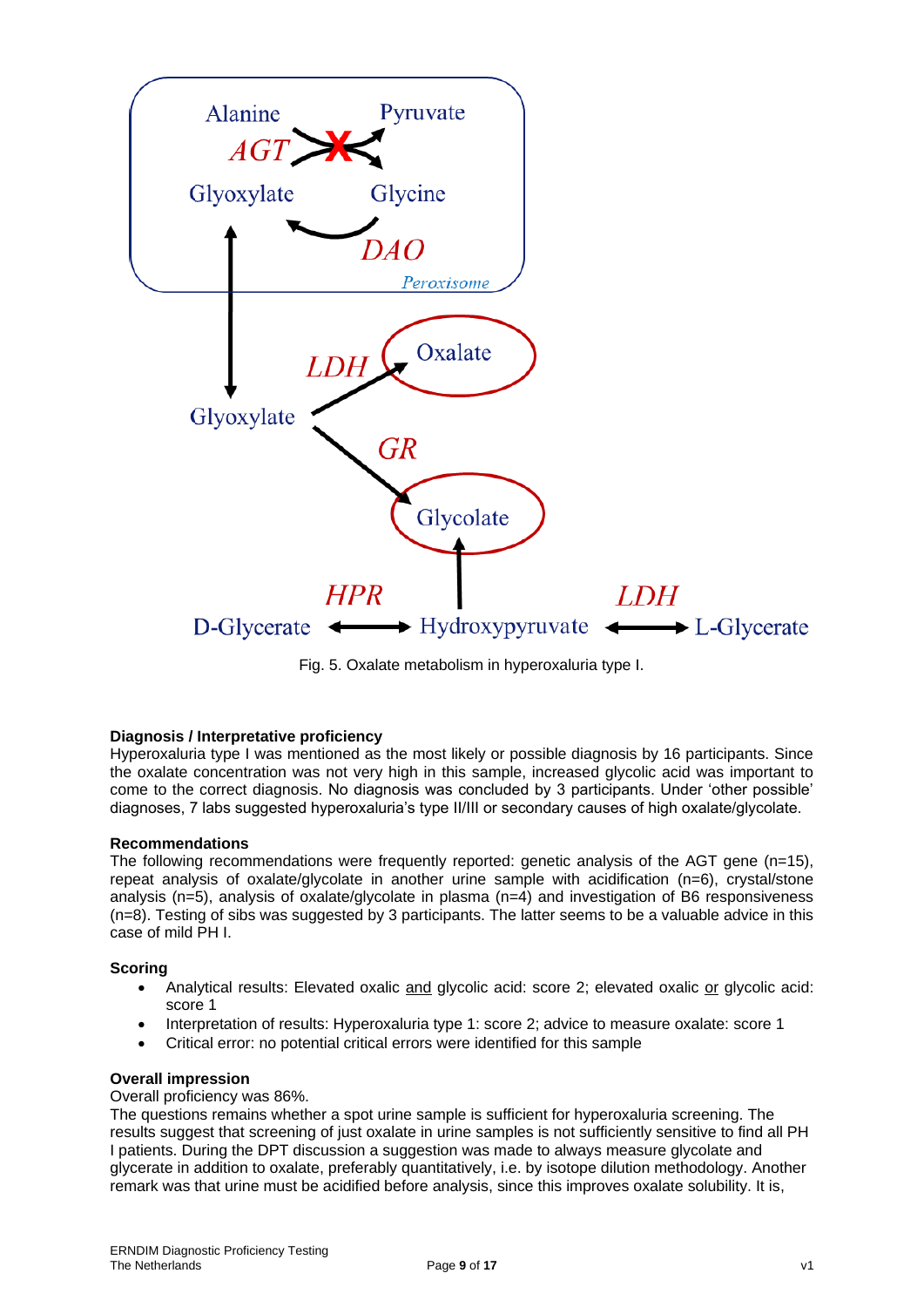Fig. 5. Oxalate metabolism in hyperoxaluria type I.

**Diagnosis / Interpretative proficiency**

Hyperoxaluria type I was mentioned as the most likely or possible diagnosis by 16 participants. Since the oxalate concentration was not very high in this sample, increased glycolic acid was important to come to the correct diagnosis. No diagnosis was concluded by 3 participants. Under 'other possible' diagnoses, 7 labs suggested hyperoxaluria's type II/III or secondary causes of high oxalate/glycolate.

**Recommendations**

The following recommendations were frequently reported: genetic analysis of the AGT gene (n=15), repeat analysis of oxalate/glycolate in another urine sample with acidification (n=6), crystal/stone analysis (n=5), analysis of oxalate/glycolate in plasma (n=4) and investigation of B6 responsiveness (n=8). Testing of sibs was suggested by 3 participants. The latter seems to be a valuable advice in this case of mild PH I.

**Scoring**

- Analytical results: Elevated oxalic and glycolic acid: score 2; elevated oxalic or glycolic acid: score 1
- Interpretation of results: Hyperoxaluria type 1: score 2; advice to measure oxalate: score 1
- Critical error: no potential critical errors were identified for this sample

**Overall impression**

Overall proficiency was 86%.

The questions remains whether a spot urine sample is sufficient for hyperoxaluria screening. The results suggest that screening of just oxalate in urine samples is not sufficiently sensitive to find all PH I patients. During the DPT discussion a suggestion was made to always measure glycolate and glycerate in addition to oxalate, preferably quantitatively, i.e. by isotope dilution methodology. Another remark was that urine must be acidified before analysis, since this improves oxalate solubility. It is,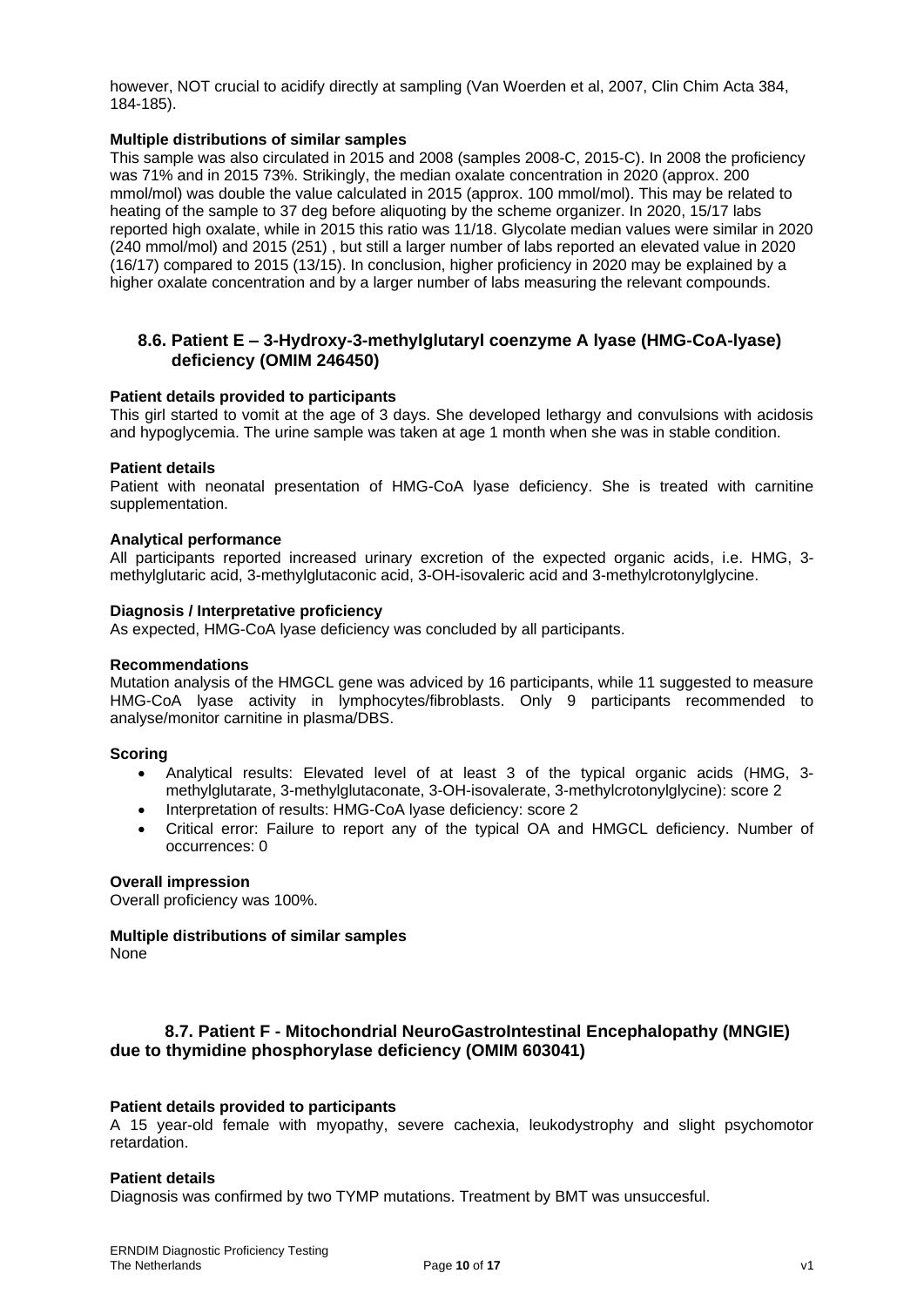however, NOT crucial to acidify directly at sampling (Van Woerden et al, 2007, Clin Chim Acta 384, 184-185).

**Multiple distributions of similar samples**

This sample was also circulated in 2015 and 2008 (samples 2008-C, 2015-C). In 2008 the proficiency was 71% and in 2015 73%. Strikingly, the median oxalate concentration in 2020 (approx. 200 mmol/mol) was double the value calculated in 2015 (approx. 100 mmol/mol). This may be related to heating of the sample to 37 deg before aliquoting by the scheme organizer. In 2020, 15/17 labs reported high oxalate, while in 2015 this ratio was 11/18. Glycolate median values were similar in 2020 (240 mmol/mol) and 2015 (251) , but still a larger number of labs reported an elevated value in 2020 (16/17) compared to 2015 (13/15). In conclusion, higher proficiency in 2020 may be explained by a higher oxalate concentration and by a larger number of labs measuring the relevant compounds.

## 8.6. Patient E – 3-Hydroxy-3-methylglutaryl coenzyme A lyase (HMG-CoA-lyase) deficiency (OMIM 246450)

**Patient details provided to participants**

This girl started to vomit at the age of 3 days. She developed lethargy and convulsions with acidosis and hypoglycemia. The urine sample was taken at age 1 month when she was in stable condition.

**Patient details**

Patient with neonatal presentation of HMG-CoA lyase deficiency. She is treated with carnitine supplementation.

**Analytical performance**

All participants reported increased urinary excretion of the expected organic acids, i.e. HMG, 3-methylglutaric acid, 3-methylglutaconic acid, 3-OH-isovaleric acid and 3-methylcrotonylglycine.

**Diagnosis / Interpretative proficiency**

As expected, HMG-CoA lyase deficiency was concluded by all participants.

**Recommendations**

Mutation analysis of the HMGCL gene was adviced by 16 participants, while 11 suggested to measure HMG-CoA lyase activity in lymphocytes/fibroblasts. Only 9 participants recommended to analyse/monitor carnitine in plasma/DBS.

**Scoring**

- Analytical results: Elevated level of at least 3 of the typical organic acids (HMG, 3-methylglutarate, 3-methylglutaconate, 3-OH-isovalerate, 3-methylcrotonylglycine): score 2
- Interpretation of results: HMG-CoA lyase deficiency: score 2
- Critical error: Failure to report any of the typical OA and HMGCL deficiency. Number of occurrences: 0

**Overall impression**

Overall proficiency was 100%.

**Multiple distributions of similar samples**

None

## 8.7. Patient F - Mitochondrial NeuroGastroIntestinal Encephalopathy (MNGIE) due to thymidine phosphorylase deficiency (OMIM 603041)

**Patient details provided to participants**

A 15 year-old female with myopathy, severe cachexia, leukodystrophy and slight psychomotor retardation.

**Patient details**

Diagnosis was confirmed by two TYMP mutations. Treatment by BMT was unsuccesful.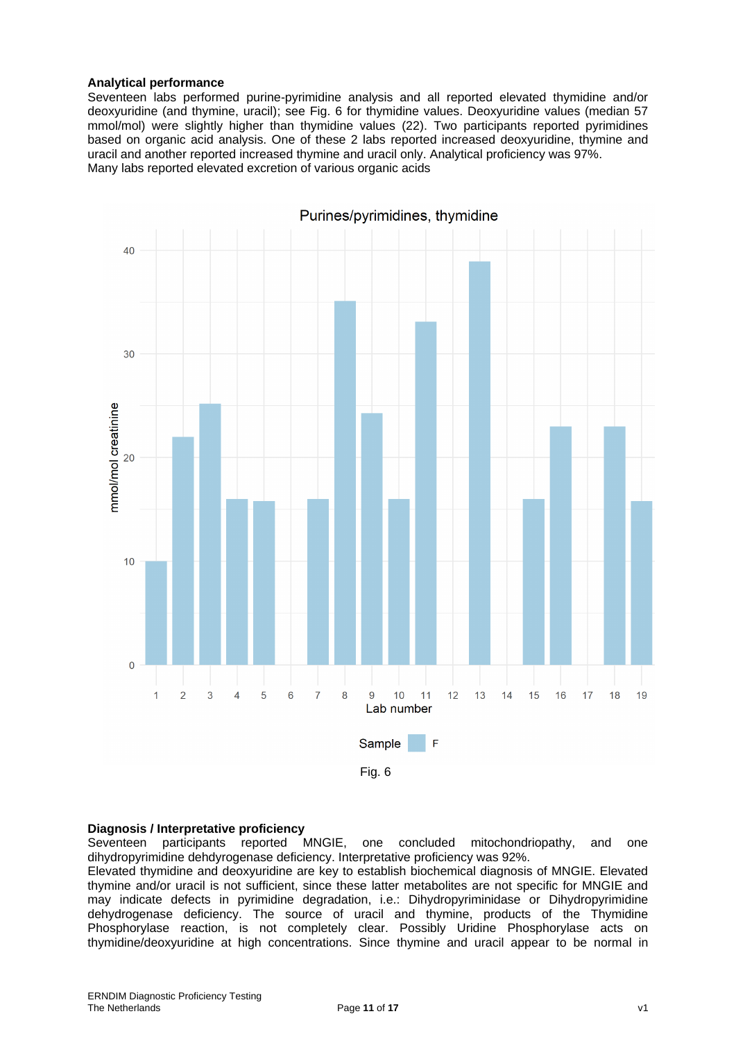**Analytical performance**

Seventeen labs performed purine-pyrimidine analysis and all reported elevated thymidine and/or deoxyuridine (and thymine, uracil); see Fig. 6 for thymidine values. Deoxyuridine values (median 57 mmol/mol) were slightly higher than thymidine values (22). Two participants reported pyrimidines based on organic acid analysis. One of these 2 labs reported increased deoxyuridine, thymine and uracil and another reported increased thymine and uracil only. Analytical proficiency was 97%.
Many labs reported elevated excretion of various organic acids

Fig. 6

**Diagnosis / Interpretative proficiency**

Seventeen participants reported MNGIE, one concluded mitochondriopathy, and one dihydropyrimidine dehdyrogenase deficiency. Interpretative proficiency was 92%.
Elevated thymidine and deoxyuridine are key to establish biochemical diagnosis of MNGIE. Elevated thymine and/or uracil is not sufficient, since these latter metabolites are not specific for MNGIE and may indicate defects in pyrimidine degradation, i.e.: Dihydropyriminidase or Dihydropyrimidine dehydrogenase deficiency. The source of uracil and thymine, products of the Thymidine Phosphorylase reaction, is not completely clear. Possibly Uridine Phosphorylase acts on thymidine/deoxyuridine at high concentrations. Since thymine and uracil appear to be normal in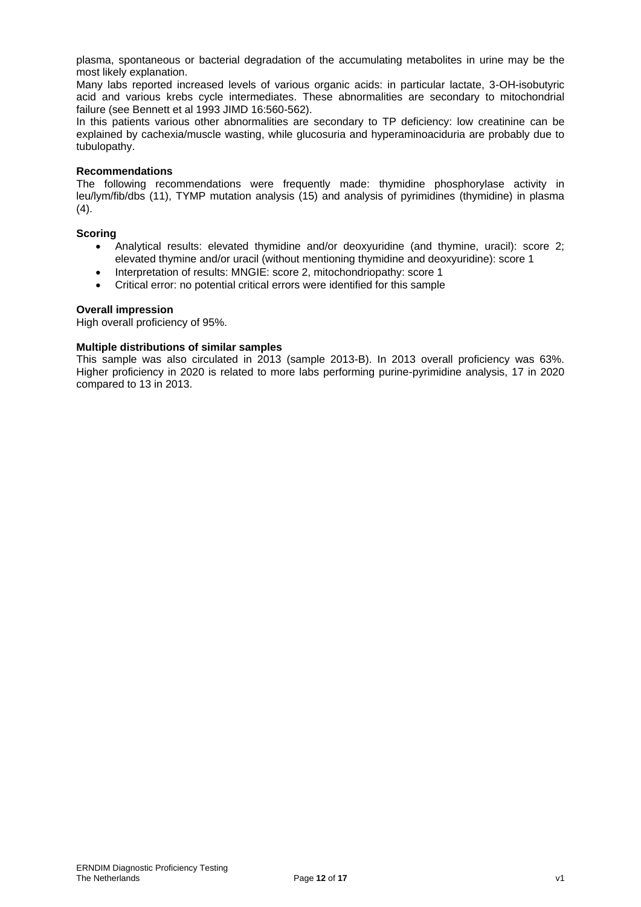plasma, spontaneous or bacterial degradation of the accumulating metabolites in urine may be the most likely explanation.

Many labs reported increased levels of various organic acids: in particular lactate, 3-OH-isobutyric acid and various krebs cycle intermediates. These abnormalities are secondary to mitochondrial failure (see Bennett et al 1993 JIMD 16:560-562).

In this patients various other abnormalities are secondary to TP deficiency: low creatinine can be explained by cachexia/muscle wasting, while glucosuria and hyperaminoaciduria are probably due to tubulopathy.

**Recommendations**

The following recommendations were frequently made: thymidine phosphorylase activity in leu/lym/fib/dbs (11), TYMP mutation analysis (15) and analysis of pyrimidines (thymidine) in plasma (4).

**Scoring**

- Analytical results: elevated thymidine and/or deoxyuridine (and thymine, uracil): score 2; elevated thymine and/or uracil (without mentioning thymidine and deoxyuridine): score 1
- Interpretation of results: MNGIE: score 2, mitochondriopathy: score 1
- Critical error: no potential critical errors were identified for this sample

**Overall impression**

High overall proficiency of 95%.

**Multiple distributions of similar samples**

This sample was also circulated in 2013 (sample 2013-B). In 2013 overall proficiency was 63%. Higher proficiency in 2020 is related to more labs performing purine-pyrimidine analysis, 17 in 2020 compared to 13 in 2013.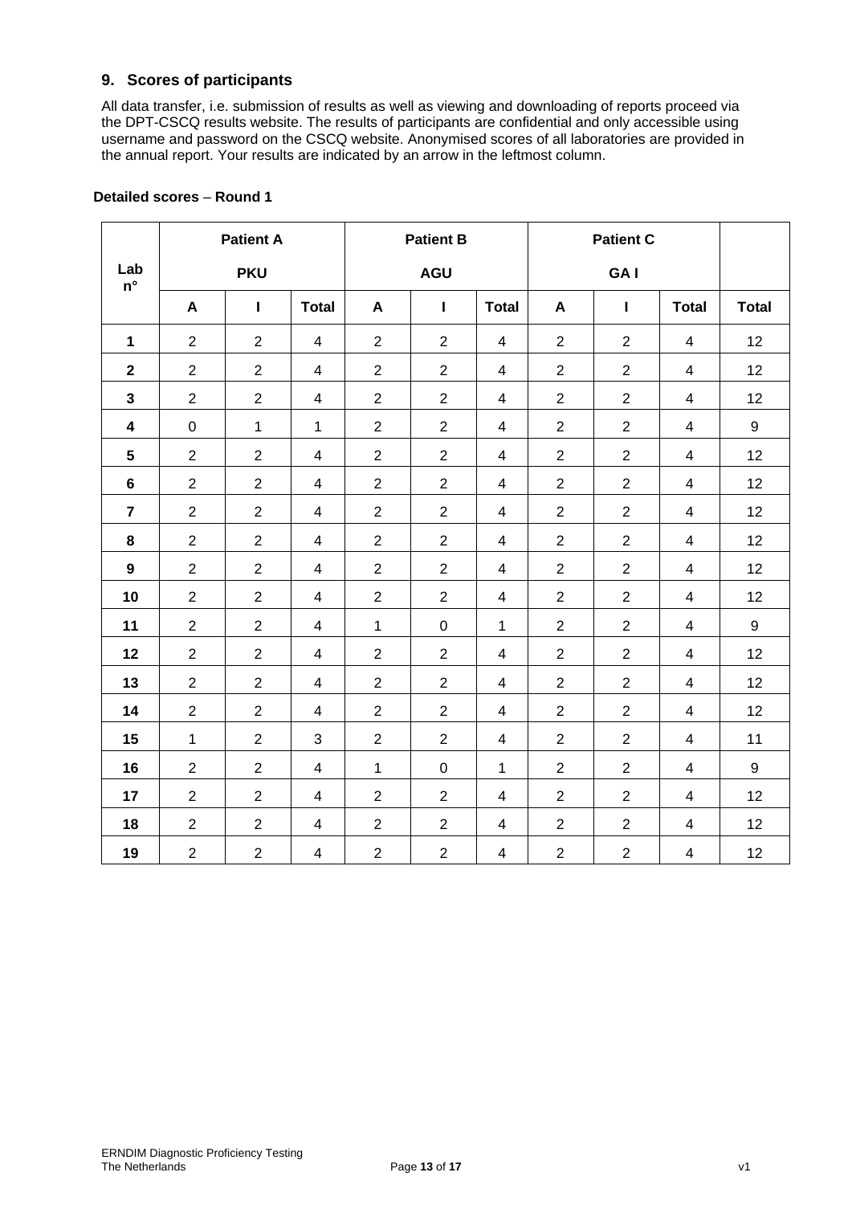## 9. Scores of participants

All data transfer, i.e. submission of results as well as viewing and downloading of reports proceed via the DPT-CSCQ results website. The results of participants are confidential and only accessible using username and password on the CSCQ website. Anonymised scores of all laboratories are provided in the annual report. Your results are indicated by an arrow in the leftmost column.

**Detailed scores – Round 1**

| Lab n° | Patient A PKU | | | Patient B AGU | | | Patient C GA I | | | |
|---|---|---|---|---|---|---|---|---|---|---|
| | A | I | Total | A | I | Total | A | I | Total | Total |
| 1 | 2 | 2 | 4 | 2 | 2 | 4 | 2 | 2 | 4 | 12 |
| 2 | 2 | 2 | 4 | 2 | 2 | 4 | 2 | 2 | 4 | 12 |
| 3 | 2 | 2 | 4 | 2 | 2 | 4 | 2 | 2 | 4 | 12 |
| 4 | 0 | 1 | 1 | 2 | 2 | 4 | 2 | 2 | 4 | 9 |
| 5 | 2 | 2 | 4 | 2 | 2 | 4 | 2 | 2 | 4 | 12 |
| 6 | 2 | 2 | 4 | 2 | 2 | 4 | 2 | 2 | 4 | 12 |
| 7 | 2 | 2 | 4 | 2 | 2 | 4 | 2 | 2 | 4 | 12 |
| 8 | 2 | 2 | 4 | 2 | 2 | 4 | 2 | 2 | 4 | 12 |
| 9 | 2 | 2 | 4 | 2 | 2 | 4 | 2 | 2 | 4 | 12 |
| 10 | 2 | 2 | 4 | 2 | 2 | 4 | 2 | 2 | 4 | 12 |
| 11 | 2 | 2 | 4 | 1 | 0 | 1 | 2 | 2 | 4 | 9 |
| 12 | 2 | 2 | 4 | 2 | 2 | 4 | 2 | 2 | 4 | 12 |
| 13 | 2 | 2 | 4 | 2 | 2 | 4 | 2 | 2 | 4 | 12 |
| 14 | 2 | 2 | 4 | 2 | 2 | 4 | 2 | 2 | 4 | 12 |
| 15 | 1 | 2 | 3 | 2 | 2 | 4 | 2 | 2 | 4 | 11 |
| 16 | 2 | 2 | 4 | 1 | 0 | 1 | 2 | 2 | 4 | 9 |
| 17 | 2 | 2 | 4 | 2 | 2 | 4 | 2 | 2 | 4 | 12 |
| 18 | 2 | 2 | 4 | 2 | 2 | 4 | 2 | 2 | 4 | 12 |
| 19 | 2 | 2 | 4 | 2 | 2 | 4 | 2 | 2 | 4 | 12 |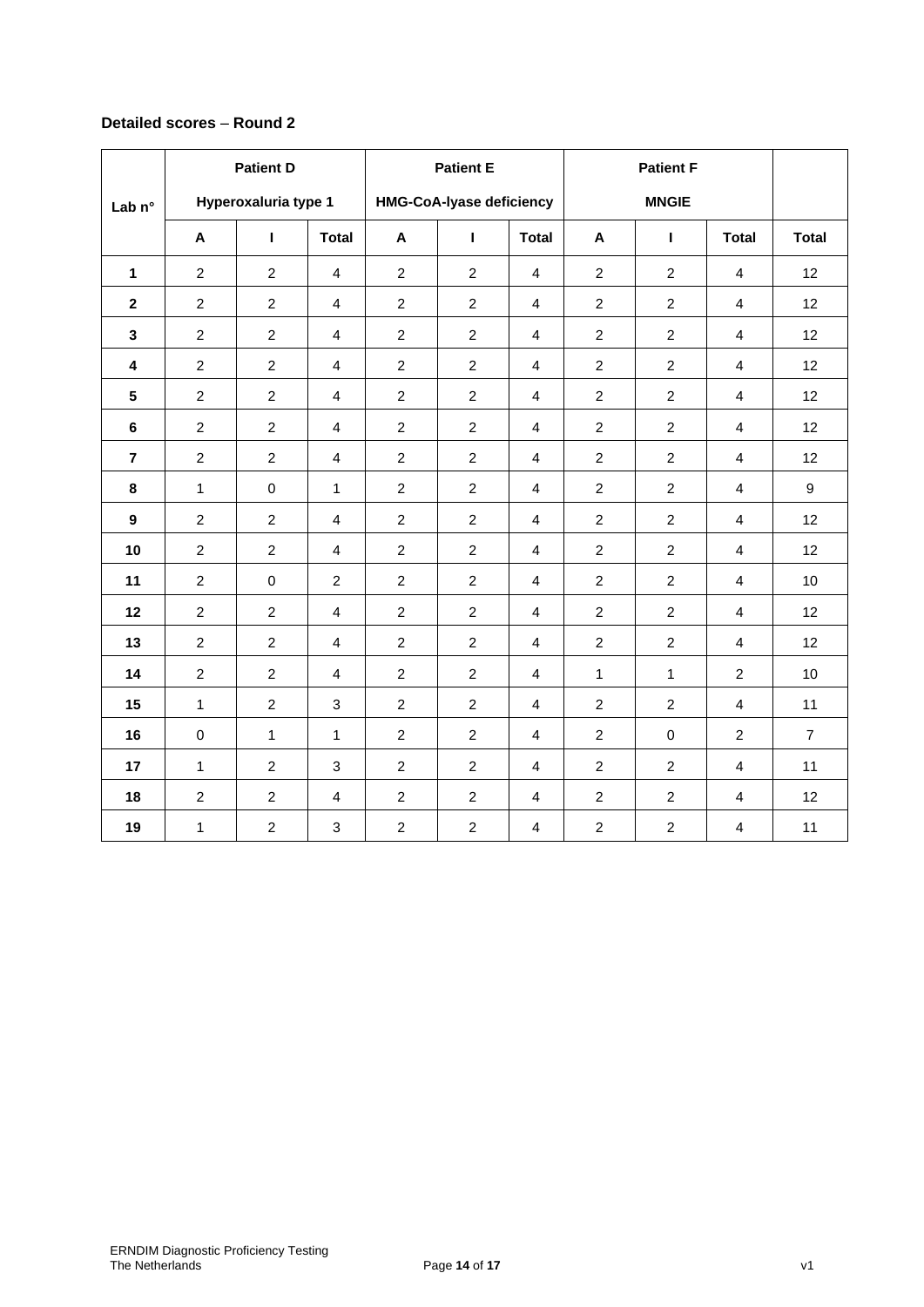**Detailed scores** – **Round 2**

| Lab n° | Patient D | | | Patient E | | | Patient F | | | |
|---|---|---|---|---|---|---|---|---|---|---|
| | Hyperoxaluria type 1 | | | HMG-CoA-lyase deficiency | | | MNGIE | | | |
| | A | I | Total | A | I | Total | A | I | Total | Total |
| **1** | 2 | 2 | 4 | 2 | 2 | 4 | 2 | 2 | 4 | 12 |
| **2** | 2 | 2 | 4 | 2 | 2 | 4 | 2 | 2 | 4 | 12 |
| **3** | 2 | 2 | 4 | 2 | 2 | 4 | 2 | 2 | 4 | 12 |
| **4** | 2 | 2 | 4 | 2 | 2 | 4 | 2 | 2 | 4 | 12 |
| **5** | 2 | 2 | 4 | 2 | 2 | 4 | 2 | 2 | 4 | 12 |
| **6** | 2 | 2 | 4 | 2 | 2 | 4 | 2 | 2 | 4 | 12 |
| **7** | 2 | 2 | 4 | 2 | 2 | 4 | 2 | 2 | 4 | 12 |
| **8** | 1 | 0 | 1 | 2 | 2 | 4 | 2 | 2 | 4 | 9 |
| **9** | 2 | 2 | 4 | 2 | 2 | 4 | 2 | 2 | 4 | 12 |
| **10** | 2 | 2 | 4 | 2 | 2 | 4 | 2 | 2 | 4 | 12 |
| **11** | 2 | 0 | 2 | 2 | 2 | 4 | 2 | 2 | 4 | 10 |
| **12** | 2 | 2 | 4 | 2 | 2 | 4 | 2 | 2 | 4 | 12 |
| **13** | 2 | 2 | 4 | 2 | 2 | 4 | 2 | 2 | 4 | 12 |
| **14** | 2 | 2 | 4 | 2 | 2 | 4 | 1 | 1 | 2 | 10 |
| **15** | 1 | 2 | 3 | 2 | 2 | 4 | 2 | 2 | 4 | 11 |
| **16** | 0 | 1 | 1 | 2 | 2 | 4 | 2 | 0 | 2 | 7 |
| **17** | 1 | 2 | 3 | 2 | 2 | 4 | 2 | 2 | 4 | 11 |
| **18** | 2 | 2 | 4 | 2 | 2 | 4 | 2 | 2 | 4 | 12 |
| **19** | 1 | 2 | 3 | 2 | 2 | 4 | 2 | 2 | 4 | 11 |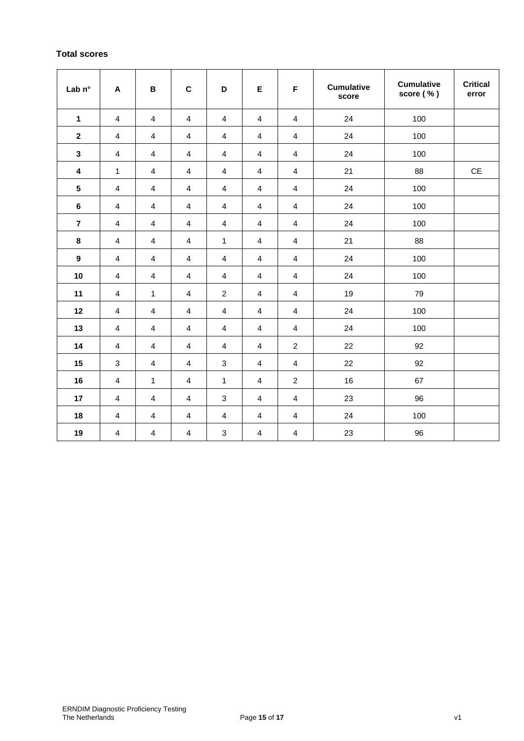**Total scores**

| Lab n° | A | B | C | D | E | F | Cumulative score | Cumulative score ( % ) | Critical error |
|---|---|---|---|---|---|---|---|---|---|
| **1** | 4 | 4 | 4 | 4 | 4 | 4 | 24 | 100 | |
| **2** | 4 | 4 | 4 | 4 | 4 | 4 | 24 | 100 | |
| **3** | 4 | 4 | 4 | 4 | 4 | 4 | 24 | 100 | |
| **4** | 1 | 4 | 4 | 4 | 4 | 4 | 21 | 88 | CE |
| **5** | 4 | 4 | 4 | 4 | 4 | 4 | 24 | 100 | |
| **6** | 4 | 4 | 4 | 4 | 4 | 4 | 24 | 100 | |
| **7** | 4 | 4 | 4 | 4 | 4 | 4 | 24 | 100 | |
| **8** | 4 | 4 | 4 | 1 | 4 | 4 | 21 | 88 | |
| **9** | 4 | 4 | 4 | 4 | 4 | 4 | 24 | 100 | |
| **10** | 4 | 4 | 4 | 4 | 4 | 4 | 24 | 100 | |
| **11** | 4 | 1 | 4 | 2 | 4 | 4 | 19 | 79 | |
| **12** | 4 | 4 | 4 | 4 | 4 | 4 | 24 | 100 | |
| **13** | 4 | 4 | 4 | 4 | 4 | 4 | 24 | 100 | |
| **14** | 4 | 4 | 4 | 4 | 4 | 2 | 22 | 92 | |
| **15** | 3 | 4 | 4 | 3 | 4 | 4 | 22 | 92 | |
| **16** | 4 | 1 | 4 | 1 | 4 | 2 | 16 | 67 | |
| **17** | 4 | 4 | 4 | 3 | 4 | 4 | 23 | 96 | |
| **18** | 4 | 4 | 4 | 4 | 4 | 4 | 24 | 100 | |
| **19** | 4 | 4 | 4 | 3 | 4 | 4 | 23 | 96 | |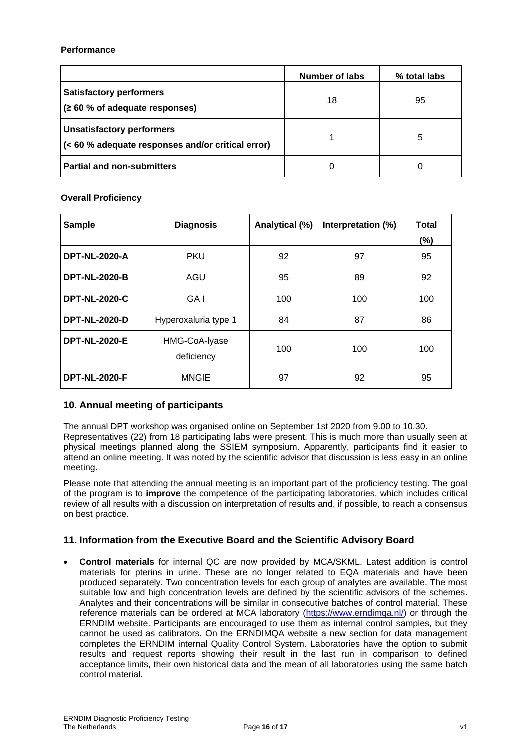**Performance**

| | Number of labs | % total labs |
|---|---|---|
| **Satisfactory performers** **(≥ 60 % of adequate responses)** | 18 | 95 |
| **Unsatisfactory performers** **(< 60 % adequate responses and/or critical error)** | 1 | 5 |
| **Partial and non-submitters** | 0 | 0 |

**Overall Proficiency**

| Sample | Diagnosis | Analytical (%) | Interpretation (%) | Total (%) |
|---|---|---|---|---|
| **DPT-NL-2020-A** | PKU | 92 | 97 | 95 |
| **DPT-NL-2020-B** | AGU | 95 | 89 | 92 |
| **DPT-NL-2020-C** | GA I | 100 | 100 | 100 |
| **DPT-NL-2020-D** | Hyperoxaluria type 1 | 84 | 87 | 86 |
| **DPT-NL-2020-E** | HMG-CoA-lyase deficiency | 100 | 100 | 100 |
| **DPT-NL-2020-F** | MNGIE | 97 | 92 | 95 |

## 10. Annual meeting of participants

The annual DPT workshop was organised online on September 1st 2020 from 9.00 to 10.30. Representatives (22) from 18 participating labs were present. This is much more than usually seen at physical meetings planned along the SSIEM symposium. Apparently, participants find it easier to attend an online meeting. It was noted by the scientific advisor that discussion is less easy in an online meeting.

Please note that attending the annual meeting is an important part of the proficiency testing. The goal of the program is to **improve** the competence of the participating laboratories, which includes critical review of all results with a discussion on interpretation of results and, if possible, to reach a consensus on best practice.

## 11. Information from the Executive Board and the Scientific Advisory Board

- **Control materials** for internal QC are now provided by MCA/SKML. Latest addition is control materials for pterins in urine. These are no longer related to EQA materials and have been produced separately. Two concentration levels for each group of analytes are available. The most suitable low and high concentration levels are defined by the scientific advisors of the schemes. Analytes and their concentrations will be similar in consecutive batches of control material. These reference materials can be ordered at MCA laboratory (https://www.erndimqa.nl/) or through the ERNDIM website. Participants are encouraged to use them as internal control samples, but they cannot be used as calibrators. On the ERNDIMQA website a new section for data management completes the ERNDIM internal Quality Control System. Laboratories have the option to submit results and request reports showing their result in the last run in comparison to defined acceptance limits, their own historical data and the mean of all laboratories using the same batch control material.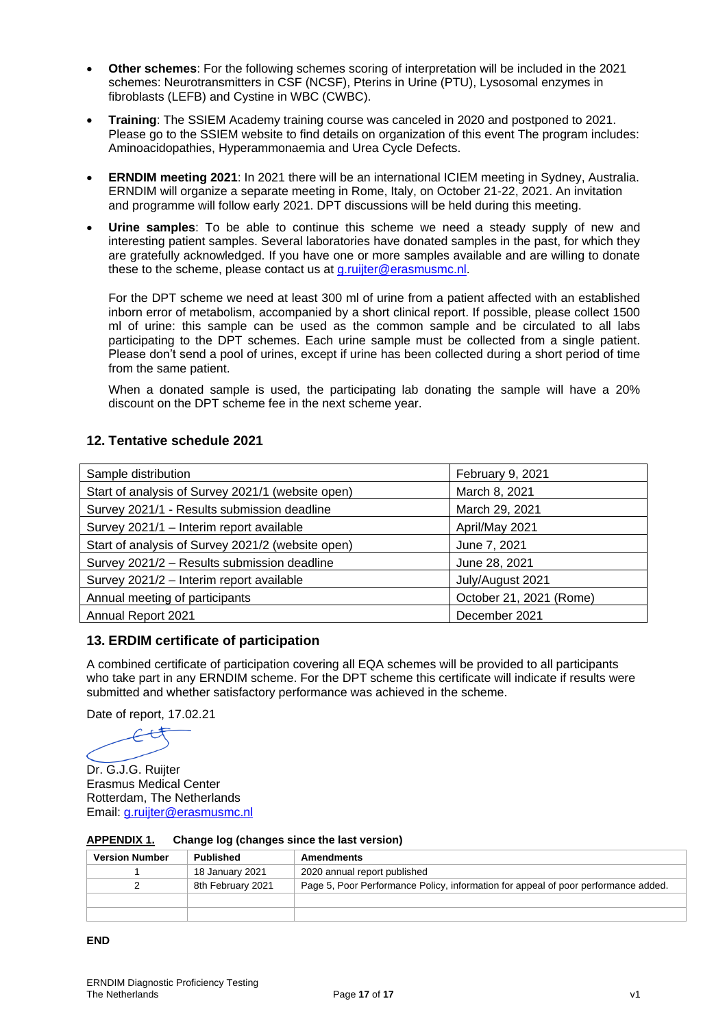- **Other schemes**: For the following schemes scoring of interpretation will be included in the 2021 schemes: Neurotransmitters in CSF (NCSF), Pterins in Urine (PTU), Lysosomal enzymes in fibroblasts (LEFB) and Cystine in WBC (CWBC).

- **Training**: The SSIEM Academy training course was canceled in 2020 and postponed to 2021. Please go to the SSIEM website to find details on organization of this event The program includes: Aminoacidopathies, Hyperammonaemia and Urea Cycle Defects.

- **ERNDIM meeting 2021**: In 2021 there will be an international ICIEM meeting in Sydney, Australia. ERNDIM will organize a separate meeting in Rome, Italy, on October 21-22, 2021. An invitation and programme will follow early 2021. DPT discussions will be held during this meeting.

- **Urine samples**: To be able to continue this scheme we need a steady supply of new and interesting patient samples. Several laboratories have donated samples in the past, for which they are gratefully acknowledged. If you have one or more samples available and are willing to donate these to the scheme, please contact us at g.ruijter@erasmusmc.nl.

  For the DPT scheme we need at least 300 ml of urine from a patient affected with an established inborn error of metabolism, accompanied by a short clinical report. If possible, please collect 1500 ml of urine: this sample can be used as the common sample and be circulated to all labs participating to the DPT schemes. Each urine sample must be collected from a single patient. Please don't send a pool of urines, except if urine has been collected during a short period of time from the same patient.

  When a donated sample is used, the participating lab donating the sample will have a 20% discount on the DPT scheme fee in the next scheme year.

## 12. Tentative schedule 2021

| | |
|---|---|
| Sample distribution | February 9, 2021 |
| Start of analysis of Survey 2021/1 (website open) | March 8, 2021 |
| Survey 2021/1 - Results submission deadline | March 29, 2021 |
| Survey 2021/1 – Interim report available | April/May 2021 |
| Start of analysis of Survey 2021/2 (website open) | June 7, 2021 |
| Survey 2021/2 – Results submission deadline | June 28, 2021 |
| Survey 2021/2 – Interim report available | July/August 2021 |
| Annual meeting of participants | October 21, 2021 (Rome) |
| Annual Report 2021 | December 2021 |

## 13. ERDIM certificate of participation

A combined certificate of participation covering all EQA schemes will be provided to all participants who take part in any ERNDIM scheme. For the DPT scheme this certificate will indicate if results were submitted and whether satisfactory performance was achieved in the scheme.

Date of report, 17.02.21

Dr. G.J.G. Ruijter
Erasmus Medical Center
Rotterdam, The Netherlands
Email: g.ruijter@erasmusmc.nl

**APPENDIX 1. Change log (changes since the last version)**

| Version Number | Published | Amendments |
|---|---|---|
| 1 | 18 January 2021 | 2020 annual report published |
| 2 | 8th February 2021 | Page 5, Poor Performance Policy, information for appeal of poor performance added. |
| | | |
| | | |

**END**